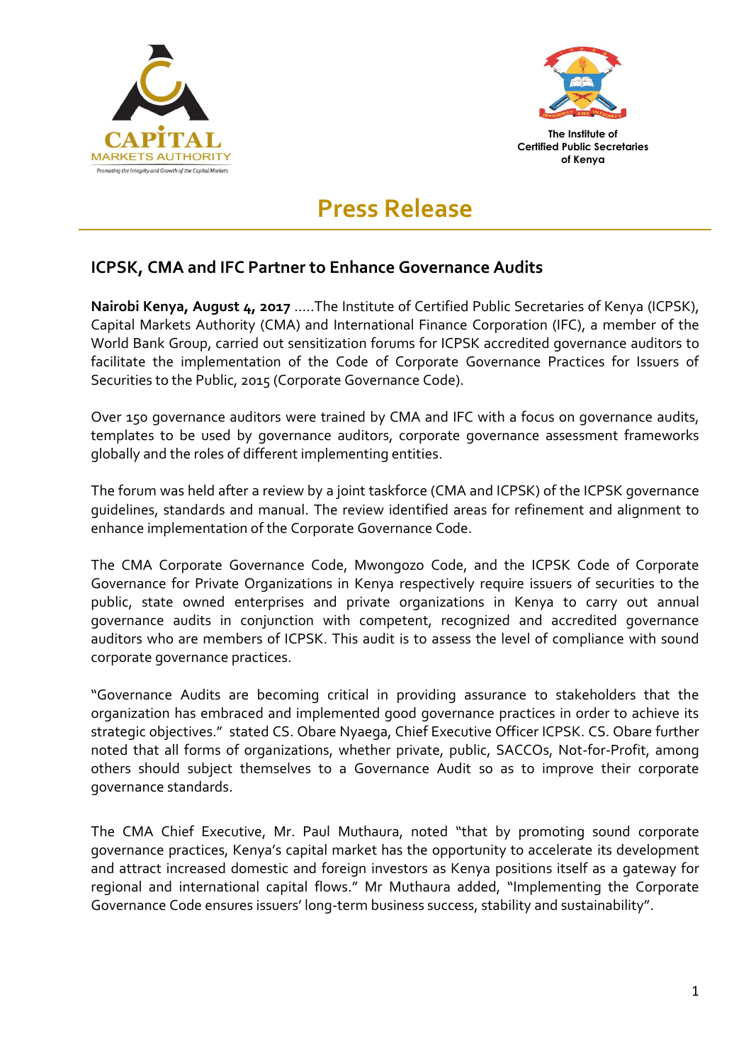CAPITAL MARKETS AUTHORITY

Promoting the Integrity and Growth of the Capital Markets

The Institute of Certified Public Secretaries of Kenya

# Press Release

## ICPSK, CMA and IFC Partner to Enhance Governance Audits

**Nairobi Kenya, August 4, 2017** .....The Institute of Certified Public Secretaries of Kenya (ICPSK), Capital Markets Authority (CMA) and International Finance Corporation (IFC), a member of the World Bank Group, carried out sensitization forums for ICPSK accredited governance auditors to facilitate the implementation of the Code of Corporate Governance Practices for Issuers of Securities to the Public, 2015 (Corporate Governance Code).

Over 150 governance auditors were trained by CMA and IFC with a focus on governance audits, templates to be used by governance auditors, corporate governance assessment frameworks globally and the roles of different implementing entities.

The forum was held after a review by a joint taskforce (CMA and ICPSK) of the ICPSK governance guidelines, standards and manual. The review identified areas for refinement and alignment to enhance implementation of the Corporate Governance Code.

The CMA Corporate Governance Code, Mwongozo Code, and the ICPSK Code of Corporate Governance for Private Organizations in Kenya respectively require issuers of securities to the public, state owned enterprises and private organizations in Kenya to carry out annual governance audits in conjunction with competent, recognized and accredited governance auditors who are members of ICPSK. This audit is to assess the level of compliance with sound corporate governance practices.

"Governance Audits are becoming critical in providing assurance to stakeholders that the organization has embraced and implemented good governance practices in order to achieve its strategic objectives." stated CS. Obare Nyaega, Chief Executive Officer ICPSK. CS. Obare further noted that all forms of organizations, whether private, public, SACCOs, Not-for-Profit, among others should subject themselves to a Governance Audit so as to improve their corporate governance standards.

The CMA Chief Executive, Mr. Paul Muthaura, noted "that by promoting sound corporate governance practices, Kenya's capital market has the opportunity to accelerate its development and attract increased domestic and foreign investors as Kenya positions itself as a gateway for regional and international capital flows." Mr Muthaura added, "Implementing the Corporate Governance Code ensures issuers' long-term business success, stability and sustainability".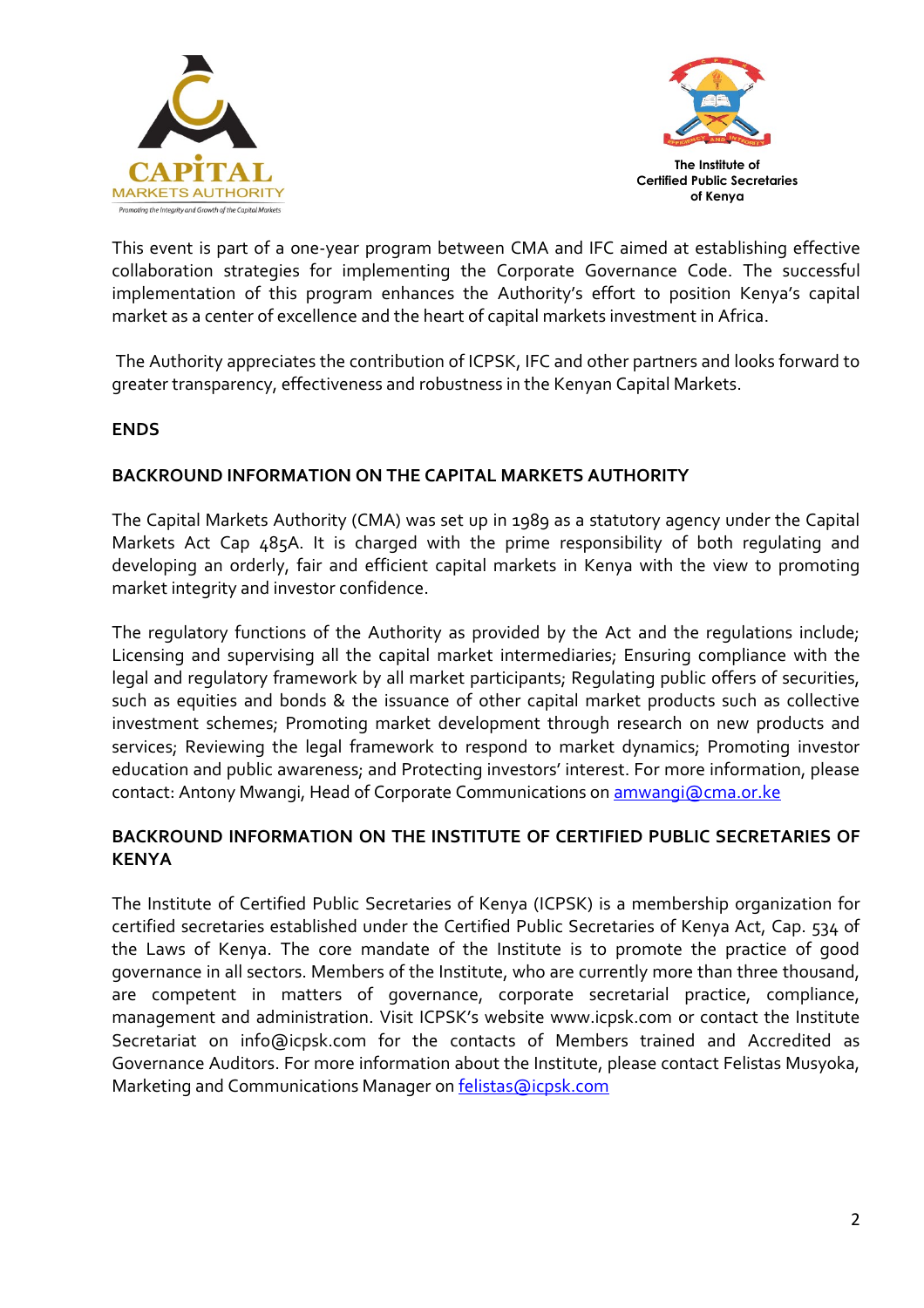This event is part of a one-year program between CMA and IFC aimed at establishing effective collaboration strategies for implementing the Corporate Governance Code. The successful implementation of this program enhances the Authority's effort to position Kenya's capital market as a center of excellence and the heart of capital markets investment in Africa.

The Authority appreciates the contribution of ICPSK, IFC and other partners and looks forward to greater transparency, effectiveness and robustness in the Kenyan Capital Markets.

**ENDS**

**BACKROUND INFORMATION ON THE CAPITAL MARKETS AUTHORITY**

The Capital Markets Authority (CMA) was set up in 1989 as a statutory agency under the Capital Markets Act Cap 485A. It is charged with the prime responsibility of both regulating and developing an orderly, fair and efficient capital markets in Kenya with the view to promoting market integrity and investor confidence.

The regulatory functions of the Authority as provided by the Act and the regulations include; Licensing and supervising all the capital market intermediaries; Ensuring compliance with the legal and regulatory framework by all market participants; Regulating public offers of securities, such as equities and bonds & the issuance of other capital market products such as collective investment schemes; Promoting market development through research on new products and services; Reviewing the legal framework to respond to market dynamics; Promoting investor education and public awareness; and Protecting investors' interest. For more information, please contact: Antony Mwangi, Head of Corporate Communications on amwangi@cma.or.ke

**BACKROUND INFORMATION ON THE INSTITUTE OF CERTIFIED PUBLIC SECRETARIES OF KENYA**

The Institute of Certified Public Secretaries of Kenya (ICPSK) is a membership organization for certified secretaries established under the Certified Public Secretaries of Kenya Act, Cap. 534 of the Laws of Kenya. The core mandate of the Institute is to promote the practice of good governance in all sectors. Members of the Institute, who are currently more than three thousand, are competent in matters of governance, corporate secretarial practice, compliance, management and administration. Visit ICPSK's website www.icpsk.com or contact the Institute Secretariat on info@icpsk.com for the contacts of Members trained and Accredited as Governance Auditors. For more information about the Institute, please contact Felistas Musyoka, Marketing and Communications Manager on felistas@icpsk.com